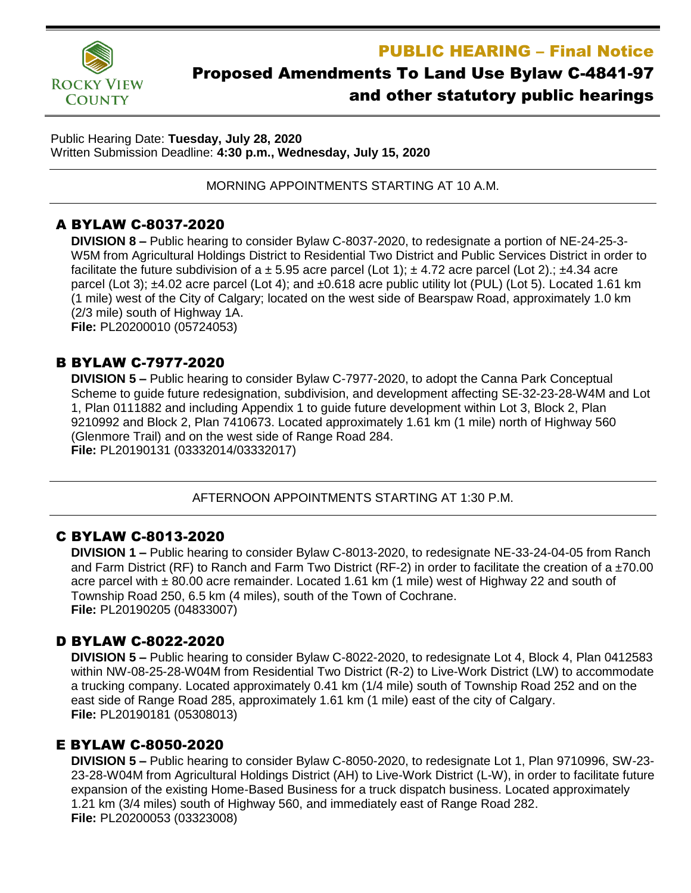Rocky View County

# PUBLIC HEARING – Final Notice

## Proposed Amendments To Land Use Bylaw C-4841-97 and other statutory public hearings

Public Hearing Date: **Tuesday, July 28, 2020**
Written Submission Deadline: **4:30 p.m., Wednesday, July 15, 2020**

MORNING APPOINTMENTS STARTING AT 10 A.M.

### A BYLAW C-8037-2020

**DIVISION 8 –** Public hearing to consider Bylaw C-8037-2020, to redesignate a portion of NE-24-25-3-W5M from Agricultural Holdings District to Residential Two District and Public Services District in order to facilitate the future subdivision of a ± 5.95 acre parcel (Lot 1); ± 4.72 acre parcel (Lot 2).; ±4.34 acre parcel (Lot 3); ±4.02 acre parcel (Lot 4); and ±0.618 acre public utility lot (PUL) (Lot 5). Located 1.61 km (1 mile) west of the City of Calgary; located on the west side of Bearspaw Road, approximately 1.0 km (2/3 mile) south of Highway 1A.
**File:** PL20200010 (05724053)

### B BYLAW C-7977-2020

**DIVISION 5 –** Public hearing to consider Bylaw C-7977-2020, to adopt the Canna Park Conceptual Scheme to guide future redesignation, subdivision, and development affecting SE-32-23-28-W4M and Lot 1, Plan 0111882 and including Appendix 1 to guide future development within Lot 3, Block 2, Plan 9210992 and Block 2, Plan 7410673. Located approximately 1.61 km (1 mile) north of Highway 560 (Glenmore Trail) and on the west side of Range Road 284.
**File:** PL20190131 (03332014/03332017)

AFTERNOON APPOINTMENTS STARTING AT 1:30 P.M.

### C BYLAW C-8013-2020

**DIVISION 1 –** Public hearing to consider Bylaw C-8013-2020, to redesignate NE-33-24-04-05 from Ranch and Farm District (RF) to Ranch and Farm Two District (RF-2) in order to facilitate the creation of a ±70.00 acre parcel with ± 80.00 acre remainder. Located 1.61 km (1 mile) west of Highway 22 and south of Township Road 250, 6.5 km (4 miles), south of the Town of Cochrane.
**File:** PL20190205 (04833007)

### D BYLAW C-8022-2020

**DIVISION 5 –** Public hearing to consider Bylaw C-8022-2020, to redesignate Lot 4, Block 4, Plan 0412583 within NW-08-25-28-W04M from Residential Two District (R-2) to Live-Work District (LW) to accommodate a trucking company. Located approximately 0.41 km (1/4 mile) south of Township Road 252 and on the east side of Range Road 285, approximately 1.61 km (1 mile) east of the city of Calgary.
**File:** PL20190181 (05308013)

### E BYLAW C-8050-2020

**DIVISION 5 –** Public hearing to consider Bylaw C-8050-2020, to redesignate Lot 1, Plan 9710996, SW-23-23-28-W04M from Agricultural Holdings District (AH) to Live-Work District (L-W), in order to facilitate future expansion of the existing Home-Based Business for a truck dispatch business. Located approximately 1.21 km (3/4 miles) south of Highway 560, and immediately east of Range Road 282.
**File:** PL20200053 (03323008)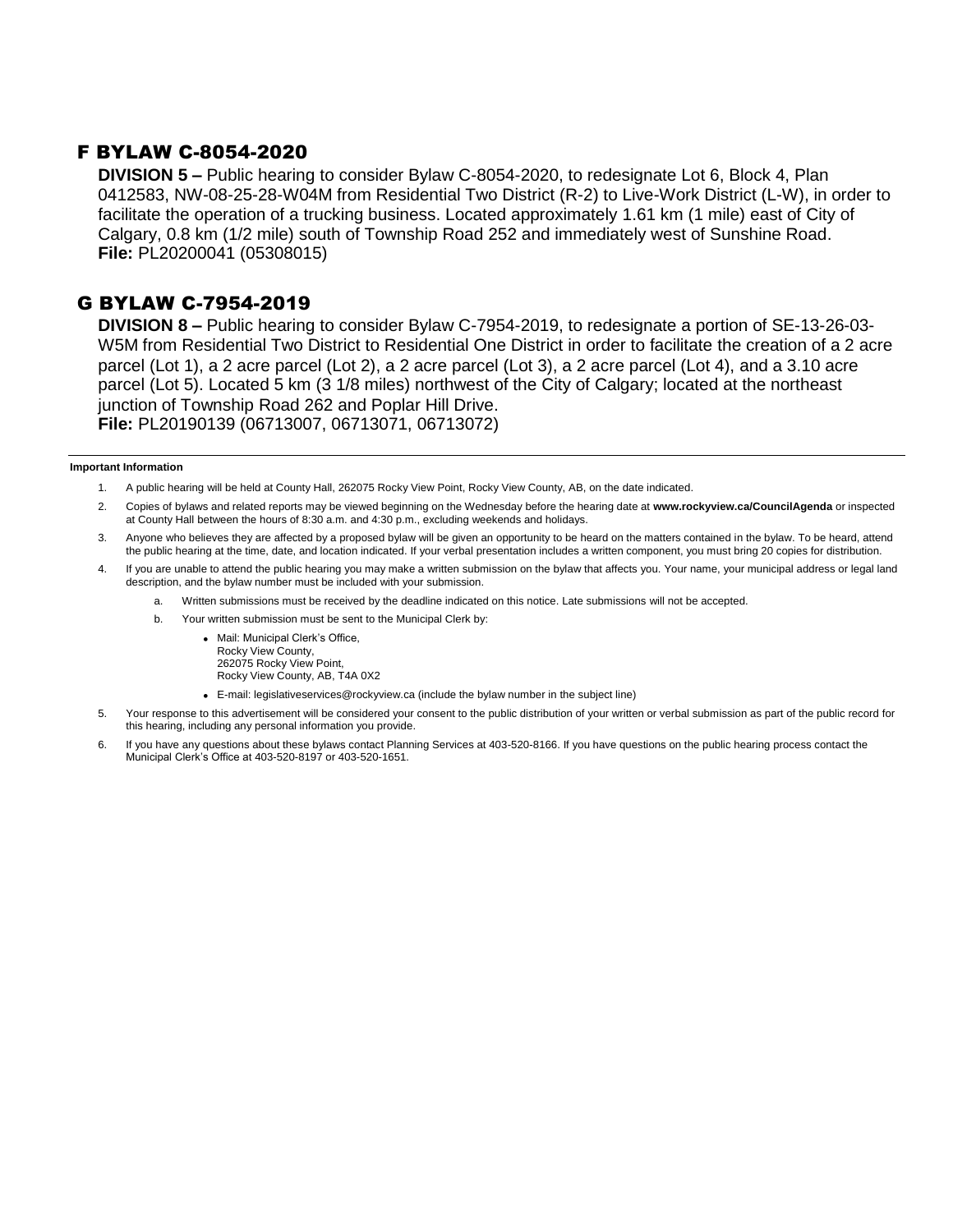## F BYLAW C-8054-2020

**DIVISION 5 –** Public hearing to consider Bylaw C-8054-2020, to redesignate Lot 6, Block 4, Plan 0412583, NW-08-25-28-W04M from Residential Two District (R-2) to Live-Work District (L-W), in order to facilitate the operation of a trucking business. Located approximately 1.61 km (1 mile) east of City of Calgary, 0.8 km (1/2 mile) south of Township Road 252 and immediately west of Sunshine Road.
**File:** PL20200041 (05308015)

## G BYLAW C-7954-2019

**DIVISION 8 –** Public hearing to consider Bylaw C-7954-2019, to redesignate a portion of SE-13-26-03-W5M from Residential Two District to Residential One District in order to facilitate the creation of a 2 acre parcel (Lot 1), a 2 acre parcel (Lot 2), a 2 acre parcel (Lot 3), a 2 acre parcel (Lot 4), and a 3.10 acre parcel (Lot 5). Located 5 km (3 1/8 miles) northwest of the City of Calgary; located at the northeast junction of Township Road 262 and Poplar Hill Drive.
**File:** PL20190139 (06713007, 06713071, 06713072)

---

**Important Information**

1. A public hearing will be held at County Hall, 262075 Rocky View Point, Rocky View County, AB, on the date indicated.
2. Copies of bylaws and related reports may be viewed beginning on the Wednesday before the hearing date at **www.rockyview.ca/CouncilAgenda** or inspected at County Hall between the hours of 8:30 a.m. and 4:30 p.m., excluding weekends and holidays.
3. Anyone who believes they are affected by a proposed bylaw will be given an opportunity to be heard on the matters contained in the bylaw. To be heard, attend the public hearing at the time, date, and location indicated. If your verbal presentation includes a written component, you must bring 20 copies for distribution.
4. If you are unable to attend the public hearing you may make a written submission on the bylaw that affects you. Your name, your municipal address or legal land description, and the bylaw number must be included with your submission.
   a. Written submissions must be received by the deadline indicated on this notice. Late submissions will not be accepted.
   b. Your written submission must be sent to the Municipal Clerk by:
      - Mail: Municipal Clerk's Office,
        Rocky View County,
        262075 Rocky View Point,
        Rocky View County, AB, T4A 0X2
      - E-mail: legislativeservices@rockyview.ca (include the bylaw number in the subject line)
5. Your response to this advertisement will be considered your consent to the public distribution of your written or verbal submission as part of the public record for this hearing, including any personal information you provide.
6. If you have any questions about these bylaws contact Planning Services at 403-520-8166. If you have questions on the public hearing process contact the Municipal Clerk's Office at 403-520-8197 or 403-520-1651.